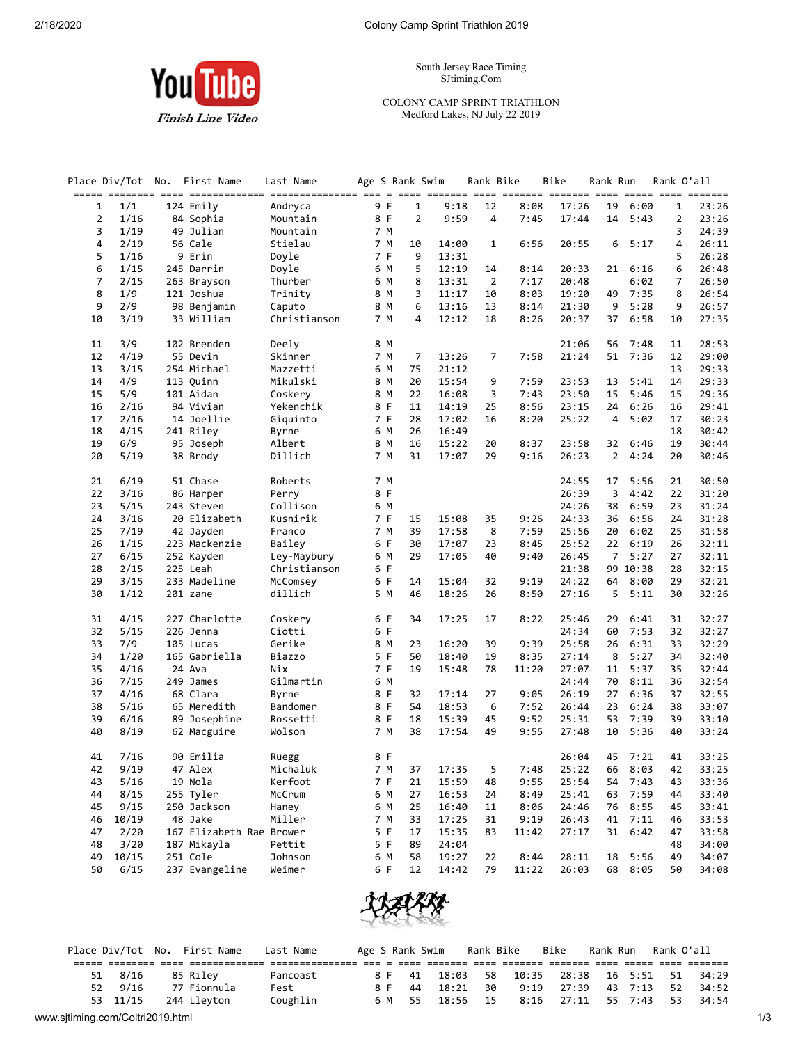South Jersey Race Timing
SJtiming.Com

COLONY CAMP SPRINT TRIATHLON
Medford Lakes, NJ July 22 2019

| Place | Div/Tot | No. | First Name | Last Name | Age | S | Rank | Swim | Rank | Bike | Bike | Rank | Run | Rank | O'all |
|---|---|---|---|---|---|---|---|---|---|---|---|---|---|---|---|
| 1 | 1/1 | 124 | Emily | Andryca | 9 | F | 1 | 9:18 | 12 | 8:08 | 17:26 | 19 | 6:00 | 1 | 23:26 |
| 2 | 1/16 | 84 | Sophia | Mountain | 8 | F | 2 | 9:59 | 4 | 7:45 | 17:44 | 14 | 5:43 | 2 | 23:26 |
| 3 | 1/19 | 49 | Julian | Mountain | 7 | M | | | | | | | | 3 | 24:39 |
| 4 | 2/19 | 56 | Cale | Stielau | 7 | M | 10 | 14:00 | 1 | 6:56 | 20:55 | 6 | 5:17 | 4 | 26:11 |
| 5 | 1/16 | 9 | Erin | Doyle | 7 | F | 9 | 13:31 | | | | | | 5 | 26:28 |
| 6 | 1/15 | 245 | Darrin | Doyle | 6 | M | 5 | 12:19 | 14 | 8:14 | 20:33 | 21 | 6:16 | 6 | 26:48 |
| 7 | 2/15 | 263 | Brayson | Thurber | 6 | M | 8 | 13:31 | 2 | 7:17 | 20:48 | | 6:02 | 7 | 26:50 |
| 8 | 1/9 | 121 | Joshua | Trinity | 8 | M | 3 | 11:17 | 10 | 8:03 | 19:20 | 49 | 7:35 | 8 | 26:54 |
| 9 | 2/9 | 98 | Benjamin | Caputo | 8 | M | 6 | 13:16 | 13 | 8:14 | 21:30 | 9 | 5:28 | 9 | 26:57 |
| 10 | 3/19 | 33 | William | Christianson | 7 | M | 4 | 12:12 | 18 | 8:26 | 20:37 | 37 | 6:58 | 10 | 27:35 |
| 11 | 3/9 | 102 | Brenden | Deely | 8 | M | | | | | 21:06 | 56 | 7:48 | 11 | 28:53 |
| 12 | 4/19 | 55 | Devin | Skinner | 7 | M | 7 | 13:26 | 7 | 7:58 | 21:24 | 51 | 7:36 | 12 | 29:00 |
| 13 | 3/15 | 254 | Michael | Mazzetti | 6 | M | 75 | 21:12 | | | | | | 13 | 29:33 |
| 14 | 4/9 | 113 | Quinn | Mikulski | 8 | M | 20 | 15:54 | 9 | 7:59 | 23:53 | 13 | 5:41 | 14 | 29:33 |
| 15 | 5/9 | 101 | Aidan | Coskery | 8 | M | 22 | 16:08 | 3 | 7:43 | 23:50 | 15 | 5:46 | 15 | 29:36 |
| 16 | 2/16 | 94 | Vivian | Yekenchik | 8 | F | 11 | 14:19 | 25 | 8:56 | 23:15 | 24 | 6:26 | 16 | 29:41 |
| 17 | 2/16 | 14 | Joellie | Giquinto | 7 | F | 28 | 17:02 | 16 | 8:20 | 25:22 | 4 | 5:02 | 17 | 30:23 |
| 18 | 4/15 | 241 | Riley | Byrne | 6 | M | 26 | 16:49 | | | | | | 18 | 30:42 |
| 19 | 6/9 | 95 | Joseph | Albert | 8 | M | 16 | 15:22 | 20 | 8:37 | 23:58 | 32 | 6:46 | 19 | 30:44 |
| 20 | 5/19 | 38 | Brody | Dillich | 7 | M | 31 | 17:07 | 29 | 9:16 | 26:23 | 2 | 4:24 | 20 | 30:46 |
| 21 | 6/19 | 51 | Chase | Roberts | 7 | M | | | | | 24:55 | 17 | 5:56 | 21 | 30:50 |
| 22 | 3/16 | 86 | Harper | Perry | 8 | F | | | | | 26:39 | 3 | 4:42 | 22 | 31:20 |
| 23 | 5/15 | 243 | Steven | Collison | 6 | M | | | | | 24:26 | 38 | 6:59 | 23 | 31:24 |
| 24 | 3/16 | 20 | Elizabeth | Kusnirik | 7 | F | 15 | 15:08 | 35 | 9:26 | 24:33 | 36 | 6:56 | 24 | 31:28 |
| 25 | 7/19 | 42 | Jayden | Franco | 7 | M | 39 | 17:58 | 8 | 7:59 | 25:56 | 20 | 6:02 | 25 | 31:58 |
| 26 | 1/15 | 223 | Mackenzie | Bailey | 6 | F | 30 | 17:07 | 23 | 8:45 | 25:52 | 22 | 6:19 | 26 | 32:11 |
| 27 | 6/15 | 252 | Kayden | Ley-Maybury | 6 | M | 29 | 17:05 | 40 | 9:40 | 26:45 | 7 | 5:27 | 27 | 32:11 |
| 28 | 2/15 | 225 | Leah | Christianson | 6 | F | | | | | 21:38 | 99 | 10:38 | 28 | 32:15 |
| 29 | 3/15 | 233 | Madeline | McComsey | 6 | F | 14 | 15:04 | 32 | 9:19 | 24:22 | 64 | 8:00 | 29 | 32:21 |
| 30 | 1/12 | 201 | zane | dillich | 5 | M | 46 | 18:26 | 26 | 8:50 | 27:16 | 5 | 5:11 | 30 | 32:26 |
| 31 | 4/15 | 227 | Charlotte | Coskery | 6 | F | 34 | 17:25 | 17 | 8:22 | 25:46 | 29 | 6:41 | 31 | 32:27 |
| 32 | 5/15 | 226 | Jenna | Ciotti | 6 | F | | | | | 24:34 | 60 | 7:53 | 32 | 32:27 |
| 33 | 7/9 | 105 | Lucas | Gerike | 8 | M | 23 | 16:20 | 39 | 9:39 | 25:58 | 26 | 6:31 | 33 | 32:29 |
| 34 | 1/20 | 165 | Gabriella | Biazzo | 5 | F | 50 | 18:40 | 19 | 8:35 | 27:14 | 8 | 5:27 | 34 | 32:40 |
| 35 | 4/16 | 24 | Ava | Nix | 7 | F | 19 | 15:48 | 78 | 11:20 | 27:07 | 11 | 5:37 | 35 | 32:44 |
| 36 | 7/15 | 249 | James | Gilmartin | 6 | M | | | | | 24:44 | 70 | 8:11 | 36 | 32:54 |
| 37 | 4/16 | 68 | Clara | Byrne | 8 | F | 32 | 17:14 | 27 | 9:05 | 26:19 | 27 | 6:36 | 37 | 32:55 |
| 38 | 5/16 | 65 | Meredith | Bandomer | 8 | F | 54 | 18:53 | 6 | 7:52 | 26:44 | 23 | 6:24 | 38 | 33:07 |
| 39 | 6/16 | 89 | Josephine | Rossetti | 8 | F | 18 | 15:39 | 45 | 9:52 | 25:31 | 53 | 7:39 | 39 | 33:10 |
| 40 | 8/19 | 62 | Macguire | Wolson | 7 | M | 38 | 17:54 | 49 | 9:55 | 27:48 | 10 | 5:36 | 40 | 33:24 |
| 41 | 7/16 | 90 | Emilia | Ruegg | 8 | F | | | | | 26:04 | 45 | 7:21 | 41 | 33:25 |
| 42 | 9/19 | 47 | Alex | Michaluk | 7 | M | 37 | 17:35 | 5 | 7:48 | 25:22 | 66 | 8:03 | 42 | 33:25 |
| 43 | 5/16 | 19 | Nola | Kerfoot | 7 | F | 21 | 15:59 | 48 | 9:55 | 25:54 | 54 | 7:43 | 43 | 33:36 |
| 44 | 8/15 | 255 | Tyler | McCrum | 6 | M | 27 | 16:53 | 24 | 8:49 | 25:41 | 63 | 7:59 | 44 | 33:40 |
| 45 | 9/15 | 250 | Jackson | Haney | 6 | M | 25 | 16:40 | 11 | 8:06 | 24:46 | 76 | 8:55 | 45 | 33:41 |
| 46 | 10/19 | 48 | Jake | Miller | 7 | M | 33 | 17:25 | 31 | 9:19 | 26:43 | 41 | 7:11 | 46 | 33:53 |
| 47 | 2/20 | 167 | Elizabeth Rae | Brower | 5 | F | 17 | 15:35 | 83 | 11:42 | 27:17 | 31 | 6:42 | 47 | 33:58 |
| 48 | 3/20 | 187 | Mikayla | Pettit | 5 | F | 89 | 24:04 | | | | | | 48 | 34:00 |
| 49 | 10/15 | 251 | Cole | Johnson | 6 | M | 58 | 19:27 | 22 | 8:44 | 28:11 | 18 | 5:56 | 49 | 34:07 |
| 50 | 6/15 | 237 | Evangeline | Weimer | 6 | F | 12 | 14:42 | 79 | 11:22 | 26:03 | 68 | 8:05 | 50 | 34:08 |
| 51 | 8/16 | 85 | Riley | Pancoast | 8 | F | 41 | 18:03 | 58 | 10:35 | 28:38 | 16 | 5:51 | 51 | 34:29 |
| 52 | 9/16 | 77 | Fionnula | Fest | 8 | F | 44 | 18:21 | 30 | 9:19 | 27:39 | 43 | 7:13 | 52 | 34:52 |
| 53 | 11/15 | 244 | Lleyton | Coughlin | 6 | M | 55 | 18:56 | 15 | 8:16 | 27:11 | 55 | 7:43 | 53 | 34:54 |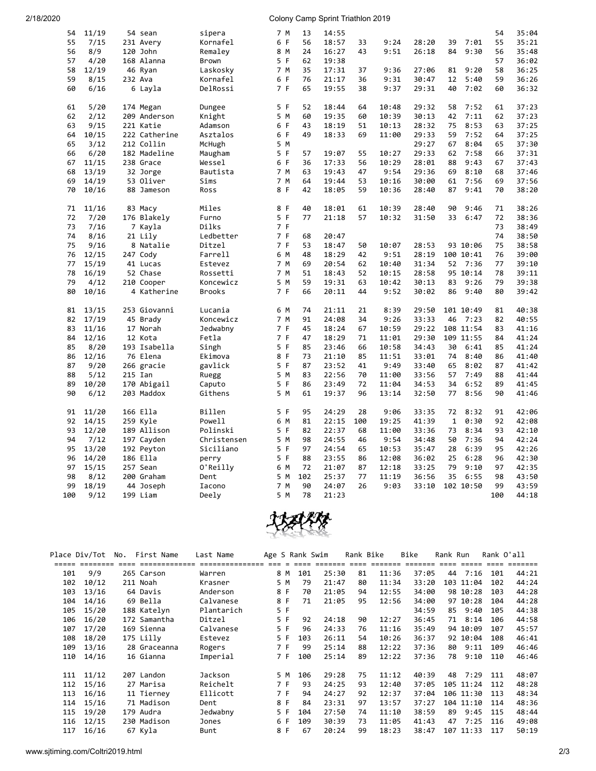| Place | Div/Tot | No. | First Name | Last Name | Age | S | Rank | Swim | Rank | Bike | Bike | Rank | Run | Rank | O'all |
|---|---|---|---|---|---|---|---|---|---|---|---|---|---|---|---|
| 54 | 11/19 | 54 | sean | sipera | 7 | M | 13 | 14:55 | | | | | | 54 | 35:04 |
| 55 | 7/15 | 231 | Avery | Kornafel | 6 | F | 56 | 18:57 | 33 | 9:24 | 28:20 | 39 | 7:01 | 55 | 35:21 |
| 56 | 8/9 | 120 | John | Remaley | 8 | M | 24 | 16:27 | 43 | 9:51 | 26:18 | 84 | 9:30 | 56 | 35:48 |
| 57 | 4/20 | 168 | Alanna | Brown | 5 | F | 62 | 19:38 | | | | | | 57 | 36:02 |
| 58 | 12/19 | 46 | Ryan | Laskosky | 7 | M | 35 | 17:31 | 37 | 9:36 | 27:06 | 81 | 9:20 | 58 | 36:25 |
| 59 | 8/15 | 232 | Ava | Kornafel | 6 | F | 76 | 21:17 | 36 | 9:31 | 30:47 | 12 | 5:40 | 59 | 36:26 |
| 60 | 6/16 | 6 | Layla | DelRossi | 7 | F | 65 | 19:55 | 38 | 9:37 | 29:31 | 40 | 7:02 | 60 | 36:32 |
| 61 | 5/20 | 174 | Megan | Dungee | 5 | F | 52 | 18:44 | 64 | 10:48 | 29:32 | 58 | 7:52 | 61 | 37:23 |
| 62 | 2/12 | 209 | Anderson | Knight | 5 | M | 60 | 19:35 | 60 | 10:39 | 30:13 | 42 | 7:11 | 62 | 37:23 |
| 63 | 9/15 | 221 | Katie | Adamson | 6 | F | 43 | 18:19 | 51 | 10:13 | 28:32 | 75 | 8:53 | 63 | 37:25 |
| 64 | 10/15 | 222 | Catherine | Asztalos | 6 | F | 49 | 18:33 | 69 | 11:00 | 29:33 | 59 | 7:52 | 64 | 37:25 |
| 65 | 3/12 | 212 | Collin | McHugh | 5 | M | | | | | 29:27 | 67 | 8:04 | 65 | 37:30 |
| 66 | 6/20 | 182 | Madeline | Maugham | 5 | F | 57 | 19:07 | 55 | 10:27 | 29:33 | 62 | 7:58 | 66 | 37:31 |
| 67 | 11/15 | 238 | Grace | Wessel | 6 | F | 36 | 17:33 | 56 | 10:29 | 28:01 | 88 | 9:43 | 67 | 37:43 |
| 68 | 13/19 | 32 | Jorge | Bautista | 7 | M | 63 | 19:43 | 47 | 9:54 | 29:36 | 69 | 8:10 | 68 | 37:46 |
| 69 | 14/19 | 53 | Oliver | Sims | 7 | M | 64 | 19:44 | 53 | 10:16 | 30:00 | 61 | 7:56 | 69 | 37:56 |
| 70 | 10/16 | 88 | Jameson | Ross | 8 | F | 42 | 18:05 | 59 | 10:36 | 28:40 | 87 | 9:41 | 70 | 38:20 |
| 71 | 11/16 | 83 | Macy | Miles | 8 | F | 40 | 18:01 | 61 | 10:39 | 28:40 | 90 | 9:46 | 71 | 38:26 |
| 72 | 7/20 | 176 | Blakely | Furno | 5 | F | 77 | 21:18 | 57 | 10:32 | 31:50 | 33 | 6:47 | 72 | 38:36 |
| 73 | 7/16 | 7 | Kayla | Dilks | 7 | F | | | | | | | | 73 | 38:49 |
| 74 | 8/16 | 21 | Lily | Ledbetter | 7 | F | 68 | 20:47 | | | | | | 74 | 38:50 |
| 75 | 9/16 | 8 | Natalie | Ditzel | 7 | F | 53 | 18:47 | 50 | 10:07 | 28:53 | 93 | 10:06 | 75 | 38:58 |
| 76 | 12/15 | 247 | Cody | Farrell | 6 | M | 48 | 18:29 | 42 | 9:51 | 28:19 | 100 | 10:41 | 76 | 39:00 |
| 77 | 15/19 | 41 | Lucas | Estevez | 7 | M | 69 | 20:54 | 62 | 10:40 | 31:34 | 52 | 7:36 | 77 | 39:10 |
| 78 | 16/19 | 52 | Chase | Rossetti | 7 | M | 51 | 18:43 | 52 | 10:15 | 28:58 | 95 | 10:14 | 78 | 39:11 |
| 79 | 4/12 | 210 | Cooper | Koncewicz | 5 | M | 59 | 19:31 | 63 | 10:42 | 30:13 | 83 | 9:26 | 79 | 39:38 |
| 80 | 10/16 | 4 | Katherine | Brooks | 7 | F | 66 | 20:11 | 44 | 9:52 | 30:02 | 86 | 9:40 | 80 | 39:42 |
| 81 | 13/15 | 253 | Giovanni | Lucania | 6 | M | 74 | 21:11 | 21 | 8:39 | 29:50 | 101 | 10:49 | 81 | 40:38 |
| 82 | 17/19 | 45 | Brady | Koncewicz | 7 | M | 91 | 24:08 | 34 | 9:26 | 33:33 | 46 | 7:23 | 82 | 40:55 |
| 83 | 11/16 | 17 | Norah | Jedwabny | 7 | F | 45 | 18:24 | 67 | 10:59 | 29:22 | 108 | 11:54 | 83 | 41:16 |
| 84 | 12/16 | 12 | Kota | Fetla | 7 | F | 47 | 18:29 | 71 | 11:01 | 29:30 | 109 | 11:55 | 84 | 41:24 |
| 85 | 8/20 | 193 | Isabella | Singh | 5 | F | 85 | 23:46 | 66 | 10:58 | 34:43 | 30 | 6:41 | 85 | 41:24 |
| 86 | 12/16 | 76 | Elena | Ekimova | 8 | F | 73 | 21:10 | 85 | 11:51 | 33:01 | 74 | 8:40 | 86 | 41:40 |
| 87 | 9/20 | 266 | gracie | gavlick | 5 | F | 87 | 23:52 | 41 | 9:49 | 33:40 | 65 | 8:02 | 87 | 41:42 |
| 88 | 5/12 | 215 | Ian | Ruegg | 5 | M | 83 | 22:56 | 70 | 11:00 | 33:56 | 57 | 7:49 | 88 | 41:44 |
| 89 | 10/20 | 170 | Abigail | Caputo | 5 | F | 86 | 23:49 | 72 | 11:04 | 34:53 | 34 | 6:52 | 89 | 41:45 |
| 90 | 6/12 | 203 | Maddox | Githens | 5 | M | 61 | 19:37 | 96 | 13:14 | 32:50 | 77 | 8:56 | 90 | 41:46 |
| 91 | 11/20 | 166 | Ella | Billen | 5 | F | 95 | 24:29 | 28 | 9:06 | 33:35 | 72 | 8:32 | 91 | 42:06 |
| 92 | 14/15 | 259 | Kyle | Powell | 6 | M | 81 | 22:15 | 100 | 19:25 | 41:39 | 1 | 0:30 | 92 | 42:08 |
| 93 | 12/20 | 189 | Allison | Polinski | 5 | F | 82 | 22:37 | 68 | 11:00 | 33:36 | 73 | 8:34 | 93 | 42:10 |
| 94 | 7/12 | 197 | Cayden | Christensen | 5 | M | 98 | 24:55 | 46 | 9:54 | 34:48 | 50 | 7:36 | 94 | 42:24 |
| 95 | 13/20 | 192 | Peyton | Siciliano | 5 | F | 97 | 24:54 | 65 | 10:53 | 35:47 | 28 | 6:39 | 95 | 42:26 |
| 96 | 14/20 | 186 | Ella | perry | 5 | F | 88 | 23:55 | 86 | 12:08 | 36:02 | 25 | 6:28 | 96 | 42:30 |
| 97 | 15/15 | 257 | Sean | O'Reilly | 6 | M | 72 | 21:07 | 87 | 12:18 | 33:25 | 79 | 9:10 | 97 | 42:35 |
| 98 | 8/12 | 200 | Graham | Dent | 5 | M | 102 | 25:37 | 77 | 11:19 | 36:56 | 35 | 6:55 | 98 | 43:50 |
| 99 | 18/19 | 44 | Joseph | Iacono | 7 | M | 90 | 24:07 | 26 | 9:03 | 33:10 | 102 | 10:50 | 99 | 43:59 |
| 100 | 9/12 | 199 | Liam | Deely | 5 | M | 78 | 21:23 | | | | | | 100 | 44:18 |
| 101 | 9/9 | 265 | Carson | Warren | 8 | M | 101 | 25:30 | 81 | 11:36 | 37:05 | 44 | 7:16 | 101 | 44:21 |
| 102 | 10/12 | 211 | Noah | Krasner | 5 | M | 79 | 21:47 | 80 | 11:34 | 33:20 | 103 | 11:04 | 102 | 44:24 |
| 103 | 13/16 | 64 | Davis | Anderson | 8 | F | 70 | 21:05 | 94 | 12:55 | 34:00 | 98 | 10:28 | 103 | 44:28 |
| 104 | 14/16 | 69 | Bella | Calvanese | 8 | F | 71 | 21:05 | 95 | 12:56 | 34:00 | 97 | 10:28 | 104 | 44:28 |
| 105 | 15/20 | 188 | Katelyn | Plantarich | 5 | F | | | | | 34:59 | 85 | 9:40 | 105 | 44:38 |
| 106 | 16/20 | 172 | Samantha | Ditzel | 5 | F | 92 | 24:18 | 90 | 12:27 | 36:45 | 71 | 8:14 | 106 | 44:58 |
| 107 | 17/20 | 169 | Sienna | Calvanese | 5 | F | 96 | 24:33 | 76 | 11:16 | 35:49 | 94 | 10:09 | 107 | 45:57 |
| 108 | 18/20 | 175 | Lilly | Estevez | 5 | F | 103 | 26:11 | 54 | 10:26 | 36:37 | 92 | 10:04 | 108 | 46:41 |
| 109 | 13/16 | 28 | Graceanna | Rogers | 7 | F | 99 | 25:14 | 88 | 12:22 | 37:36 | 80 | 9:11 | 109 | 46:46 |
| 110 | 14/16 | 16 | Gianna | Imperial | 7 | F | 100 | 25:14 | 89 | 12:22 | 37:36 | 78 | 9:10 | 110 | 46:46 |
| 111 | 11/12 | 207 | Landon | Jackson | 5 | M | 106 | 29:28 | 75 | 11:12 | 40:39 | 48 | 7:29 | 111 | 48:07 |
| 112 | 15/16 | 27 | Marisa | Reichelt | 7 | F | 93 | 24:25 | 93 | 12:40 | 37:05 | 105 | 11:24 | 112 | 48:28 |
| 113 | 16/16 | 11 | Tierney | Ellicott | 7 | F | 94 | 24:27 | 92 | 12:37 | 37:04 | 106 | 11:30 | 113 | 48:34 |
| 114 | 15/16 | 71 | Madison | Dent | 8 | F | 84 | 23:31 | 97 | 13:57 | 37:27 | 104 | 11:10 | 114 | 48:36 |
| 115 | 19/20 | 179 | Audra | Jedwabny | 5 | F | 104 | 27:50 | 74 | 11:10 | 38:59 | 89 | 9:45 | 115 | 48:44 |
| 116 | 12/15 | 230 | Madison | Jones | 6 | F | 109 | 30:39 | 73 | 11:05 | 41:43 | 47 | 7:25 | 116 | 49:08 |
| 117 | 16/16 | 67 | Kyla | Bunt | 8 | F | 67 | 20:24 | 99 | 18:23 | 38:47 | 107 | 11:33 | 117 | 50:19 |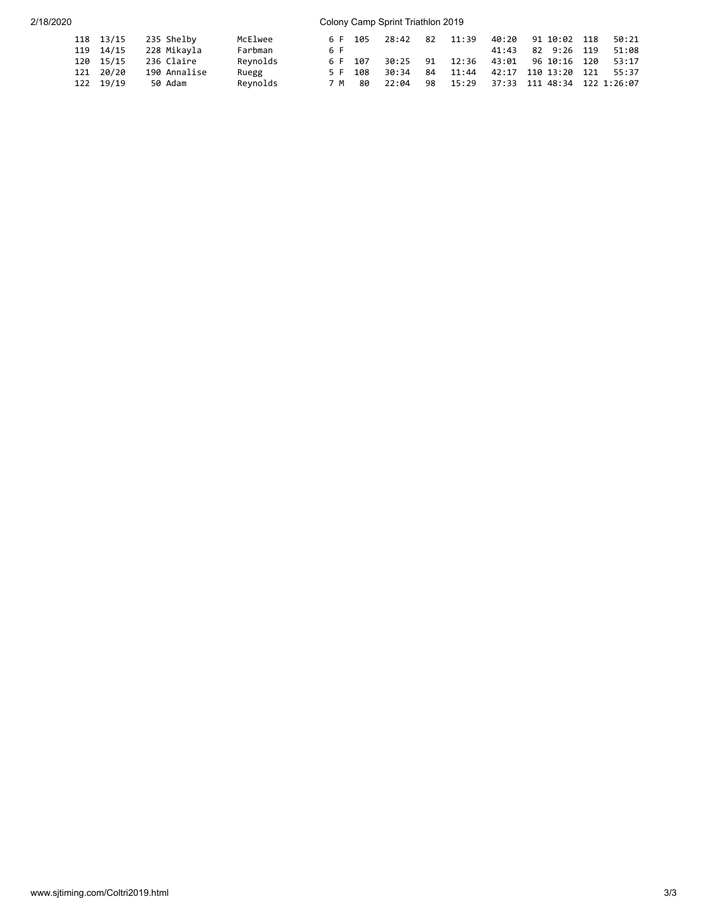| | | | | | | | | | | | | | | | |
|---|---|---|---|---|---|---|---|---|---|---|---|---|---|---|---|
| 118 | 13/15 | 235 | Shelby | McElwee | 6 | F | 105 | 28:42 | 82 | 11:39 | 40:20 | 91 | 10:02 | 118 | 50:21 |
| 119 | 14/15 | 228 | Mikayla | Farbman | 6 | F | | | | | 41:43 | 82 | 9:26 | 119 | 51:08 |
| 120 | 15/15 | 236 | Claire | Reynolds | 6 | F | 107 | 30:25 | 91 | 12:36 | 43:01 | 96 | 10:16 | 120 | 53:17 |
| 121 | 20/20 | 190 | Annalise | Ruegg | 5 | F | 108 | 30:34 | 84 | 11:44 | 42:17 | 110 | 13:20 | 121 | 55:37 |
| 122 | 19/19 | 50 | Adam | Reynolds | 7 | M | 80 | 22:04 | 98 | 15:29 | 37:33 | 111 | 48:34 | 122 | 1:26:07 |